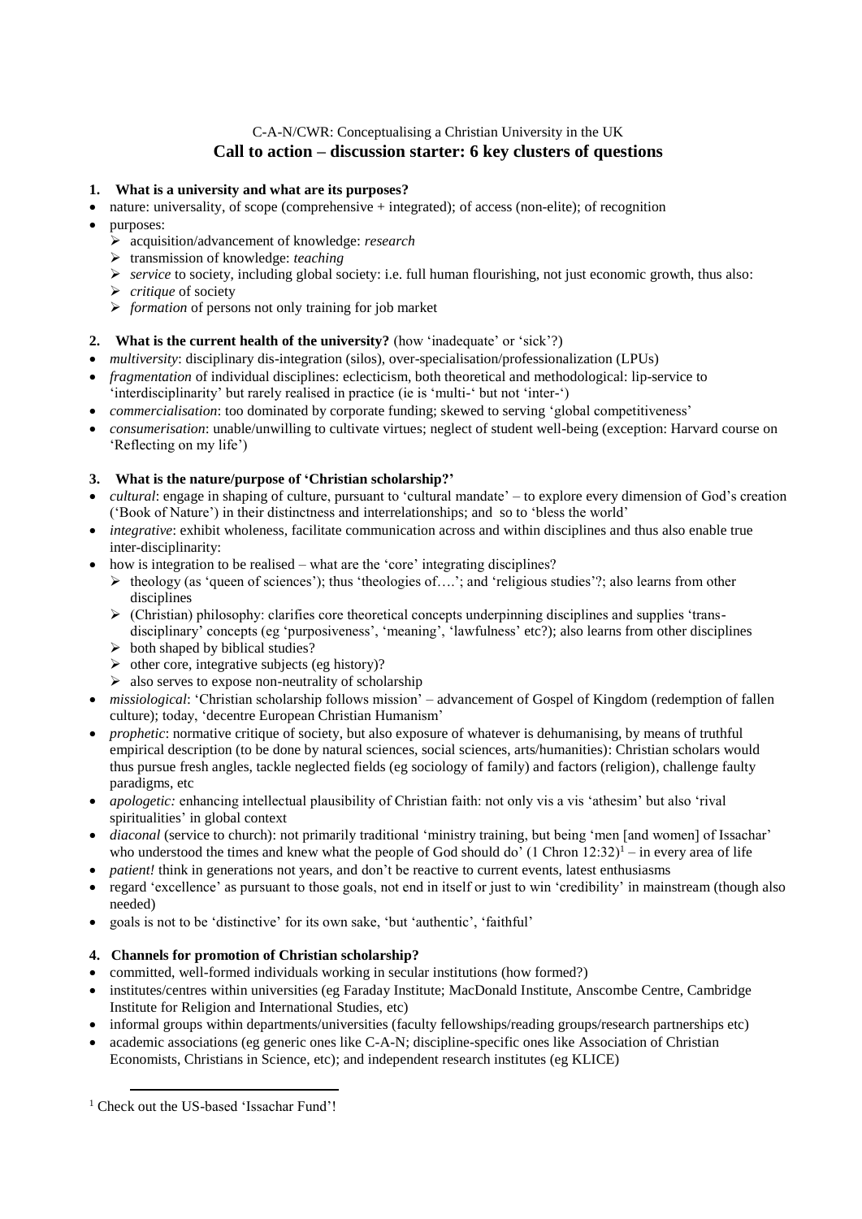C-A-N/CWR: Conceptualising a Christian University in the UK

**Call to action – discussion starter: 6 key clusters of questions**

**1. What is a university and what are its purposes?**

- nature: universality, of scope (comprehensive + integrated); of access (non-elite); of recognition
- purposes:
  - acquisition/advancement of knowledge: *research*
  - transmission of knowledge: *teaching*
  - *service* to society, including global society: i.e. full human flourishing, not just economic growth, thus also:
  - *critique* of society
  - *formation* of persons not only training for job market

**2. What is the current health of the university?** (how 'inadequate' or 'sick'?)

- *multiversity*: disciplinary dis-integration (silos), over-specialisation/professionalization (LPUs)
- *fragmentation* of individual disciplines: eclecticism, both theoretical and methodological: lip-service to 'interdisciplinarity' but rarely realised in practice (ie is 'multi-' but not 'inter-')
- *commercialisation*: too dominated by corporate funding; skewed to serving 'global competitiveness'
- *consumerisation*: unable/unwilling to cultivate virtues; neglect of student well-being (exception: Harvard course on 'Reflecting on my life')

**3. What is the nature/purpose of 'Christian scholarship?'**

- *cultural*: engage in shaping of culture, pursuant to 'cultural mandate' – to explore every dimension of God's creation ('Book of Nature') in their distinctness and interrelationships; and so to 'bless the world'
- *integrative*: exhibit wholeness, facilitate communication across and within disciplines and thus also enable true inter-disciplinarity:
- how is integration to be realised – what are the 'core' integrating disciplines?
  - theology (as 'queen of sciences'); thus 'theologies of….'; and 'religious studies'?; also learns from other disciplines
  - (Christian) philosophy: clarifies core theoretical concepts underpinning disciplines and supplies 'trans-disciplinary' concepts (eg 'purposiveness', 'meaning', 'lawfulness' etc?); also learns from other disciplines
  - both shaped by biblical studies?
  - other core, integrative subjects (eg history)?
  - also serves to expose non-neutrality of scholarship
- *missiological*: 'Christian scholarship follows mission' – advancement of Gospel of Kingdom (redemption of fallen culture); today, 'decentre European Christian Humanism'
- *prophetic*: normative critique of society, but also exposure of whatever is dehumanising, by means of truthful empirical description (to be done by natural sciences, social sciences, arts/humanities): Christian scholars would thus pursue fresh angles, tackle neglected fields (eg sociology of family) and factors (religion), challenge faulty paradigms, etc
- *apologetic:* enhancing intellectual plausibility of Christian faith: not only vis a vis 'athesim' but also 'rival spiritualities' in global context
- *diaconal* (service to church): not primarily traditional 'ministry training, but being 'men [and women] of Issachar' who understood the times and knew what the people of God should do' (1 Chron 12:32)[1] – in every area of life
- *patient!* think in generations not years, and don't be reactive to current events, latest enthusiasms
- regard 'excellence' as pursuant to those goals, not end in itself or just to win 'credibility' in mainstream (though also needed)
- goals is not to be 'distinctive' for its own sake, 'but 'authentic', 'faithful'

**4. Channels for promotion of Christian scholarship?**

- committed, well-formed individuals working in secular institutions (how formed?)
- institutes/centres within universities (eg Faraday Institute; MacDonald Institute, Anscombe Centre, Cambridge Institute for Religion and International Studies, etc)
- informal groups within departments/universities (faculty fellowships/reading groups/research partnerships etc)
- academic associations (eg generic ones like C-A-N; discipline-specific ones like Association of Christian Economists, Christians in Science, etc); and independent research institutes (eg KLICE)

[1] Check out the US-based 'Issachar Fund'!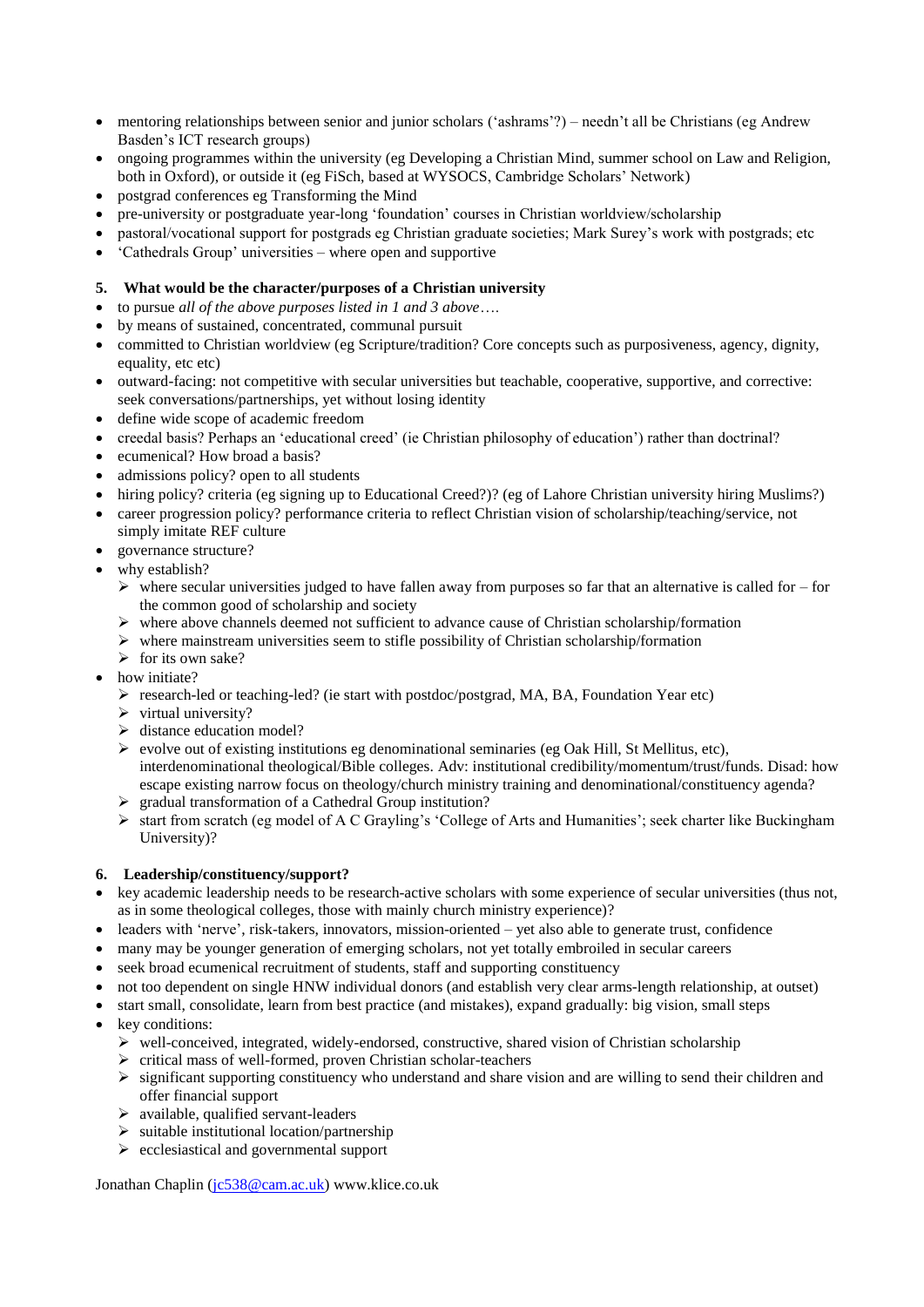- mentoring relationships between senior and junior scholars ('ashrams'?) – needn't all be Christians (eg Andrew Basden's ICT research groups)
- ongoing programmes within the university (eg Developing a Christian Mind, summer school on Law and Religion, both in Oxford), or outside it (eg FiSch, based at WYSOCS, Cambridge Scholars' Network)
- postgrad conferences eg Transforming the Mind
- pre-university or postgraduate year-long 'foundation' courses in Christian worldview/scholarship
- pastoral/vocational support for postgrads eg Christian graduate societies; Mark Surey's work with postgrads; etc
- 'Cathedrals Group' universities – where open and supportive

**5. What would be the character/purposes of a Christian university**

- to pursue *all of the above purposes listed in 1 and 3 above….*
- by means of sustained, concentrated, communal pursuit
- committed to Christian worldview (eg Scripture/tradition? Core concepts such as purposiveness, agency, dignity, equality, etc etc)
- outward-facing: not competitive with secular universities but teachable, cooperative, supportive, and corrective: seek conversations/partnerships, yet without losing identity
- define wide scope of academic freedom
- creedal basis? Perhaps an 'educational creed' (ie Christian philosophy of education') rather than doctrinal?
- ecumenical? How broad a basis?
- admissions policy? open to all students
- hiring policy? criteria (eg signing up to Educational Creed?)? (eg of Lahore Christian university hiring Muslims?)
- career progression policy? performance criteria to reflect Christian vision of scholarship/teaching/service, not simply imitate REF culture
- governance structure?
- why establish?
  - where secular universities judged to have fallen away from purposes so far that an alternative is called for – for the common good of scholarship and society
  - where above channels deemed not sufficient to advance cause of Christian scholarship/formation
  - where mainstream universities seem to stifle possibility of Christian scholarship/formation
  - for its own sake?
- how initiate?
  - research-led or teaching-led? (ie start with postdoc/postgrad, MA, BA, Foundation Year etc)
  - virtual university?
  - distance education model?
  - evolve out of existing institutions eg denominational seminaries (eg Oak Hill, St Mellitus, etc), interdenominational theological/Bible colleges. Adv: institutional credibility/momentum/trust/funds. Disad: how escape existing narrow focus on theology/church ministry training and denominational/constituency agenda?
  - gradual transformation of a Cathedral Group institution?
  - start from scratch (eg model of A C Grayling's 'College of Arts and Humanities'; seek charter like Buckingham University)?

**6. Leadership/constituency/support?**

- key academic leadership needs to be research-active scholars with some experience of secular universities (thus not, as in some theological colleges, those with mainly church ministry experience)?
- leaders with 'nerve', risk-takers, innovators, mission-oriented – yet also able to generate trust, confidence
- many may be younger generation of emerging scholars, not yet totally embroiled in secular careers
- seek broad ecumenical recruitment of students, staff and supporting constituency
- not too dependent on single HNW individual donors (and establish very clear arms-length relationship, at outset)
- start small, consolidate, learn from best practice (and mistakes), expand gradually: big vision, small steps
- key conditions:
  - well-conceived, integrated, widely-endorsed, constructive, shared vision of Christian scholarship
  - critical mass of well-formed, proven Christian scholar-teachers
  - significant supporting constituency who understand and share vision and are willing to send their children and offer financial support
  - available, qualified servant-leaders
  - suitable institutional location/partnership
  - ecclesiastical and governmental support

Jonathan Chaplin (jc538@cam.ac.uk) www.klice.co.uk